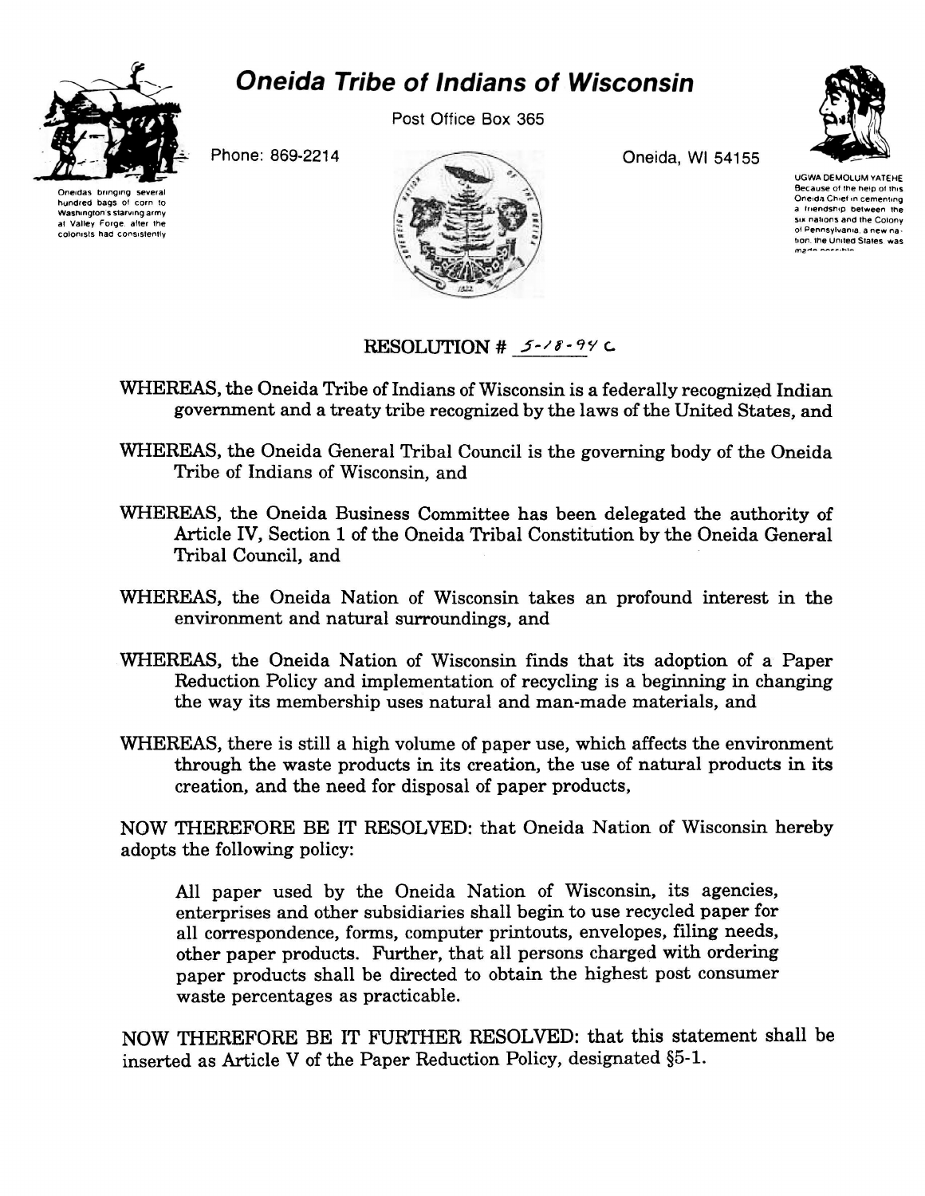# Oneida Tribe of Indians of Wisconsin

Post Office Box 365

Phone: 869-2214

Oneida, WI 54155

Oneidas bringing several hundred bags of corn to Washington's starving army at Valley Forge, after the colonists had consistently

UGWA DEMOLUM YATEHE
Because of the help of this Oneida Chief in cementing a friendship between the six nations and the Colony of Pennsylvania, a new nation, the United States, was made possible.

## RESOLUTION # 5-18-94 C

WHEREAS, the Oneida Tribe of Indians of Wisconsin is a federally recognized Indian government and a treaty tribe recognized by the laws of the United States, and

WHEREAS, the Oneida General Tribal Council is the governing body of the Oneida Tribe of Indians of Wisconsin, and

WHEREAS, the Oneida Business Committee has been delegated the authority of Article IV, Section 1 of the Oneida Tribal Constitution by the Oneida General Tribal Council, and

WHEREAS, the Oneida Nation of Wisconsin takes an profound interest in the environment and natural surroundings, and

WHEREAS, the Oneida Nation of Wisconsin finds that its adoption of a Paper Reduction Policy and implementation of recycling is a beginning in changing the way its membership uses natural and man-made materials, and

WHEREAS, there is still a high volume of paper use, which affects the environment through the waste products in its creation, the use of natural products in its creation, and the need for disposal of paper products,

NOW THEREFORE BE IT RESOLVED: that Oneida Nation of Wisconsin hereby adopts the following policy:

> All paper used by the Oneida Nation of Wisconsin, its agencies, enterprises and other subsidiaries shall begin to use recycled paper for all correspondence, forms, computer printouts, envelopes, filing needs, other paper products. Further, that all persons charged with ordering paper products shall be directed to obtain the highest post consumer waste percentages as practicable.

NOW THEREFORE BE IT FURTHER RESOLVED: that this statement shall be inserted as Article V of the Paper Reduction Policy, designated §5-1.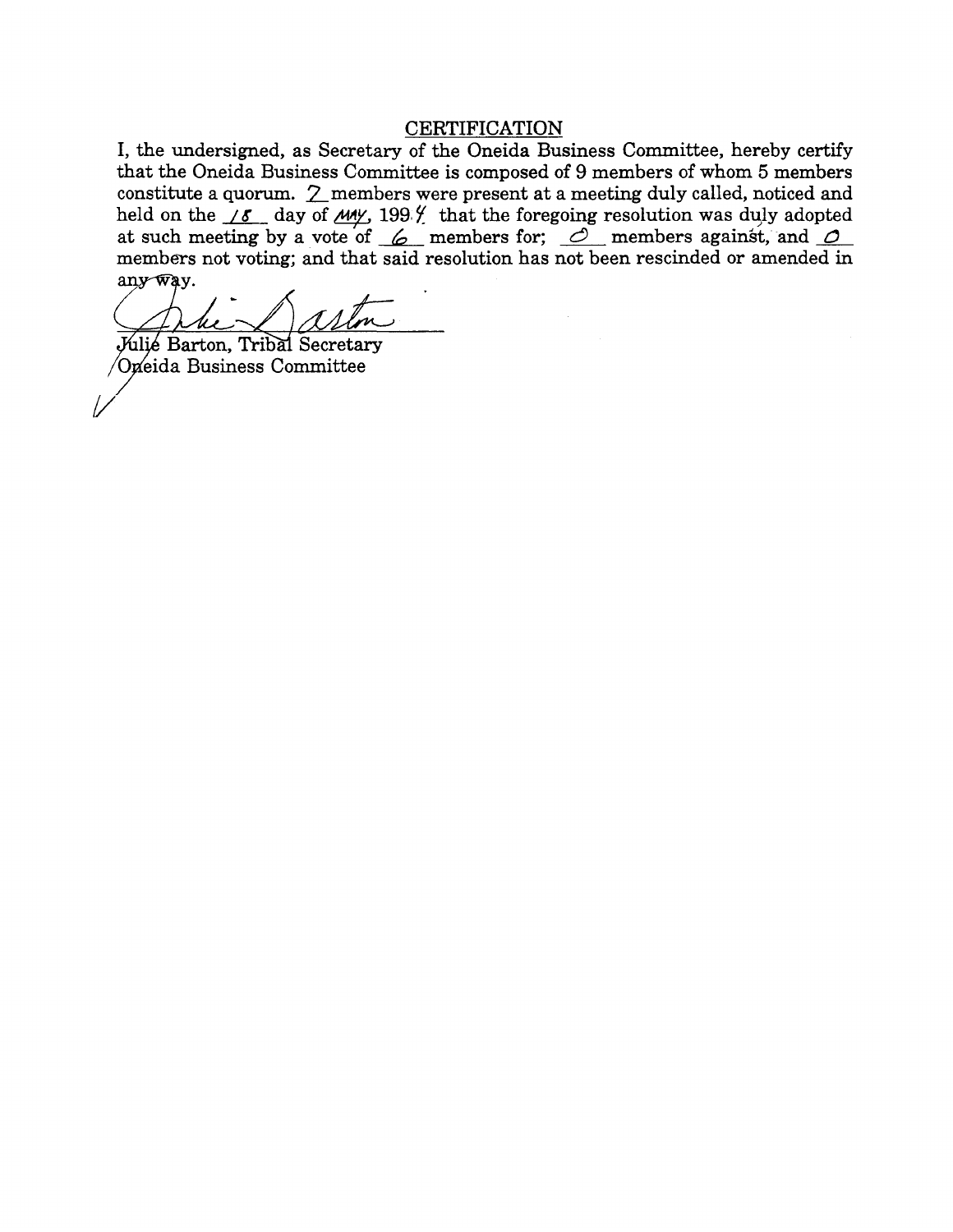## CERTIFICATION

I, the undersigned, as Secretary of the Oneida Business Committee, hereby certify that the Oneida Business Committee is composed of 9 members of whom 5 members constitute a quorum. 7 members were present at a meeting duly called, noticed and held on the 18 day of MAY, 1994 that the foregoing resolution was duly adopted at such meeting by a vote of 6 members for; 0 members against, and 0 members not voting; and that said resolution has not been rescinded or amended in any way.

Julie Barton, Tribal Secretary
Oneida Business Committee